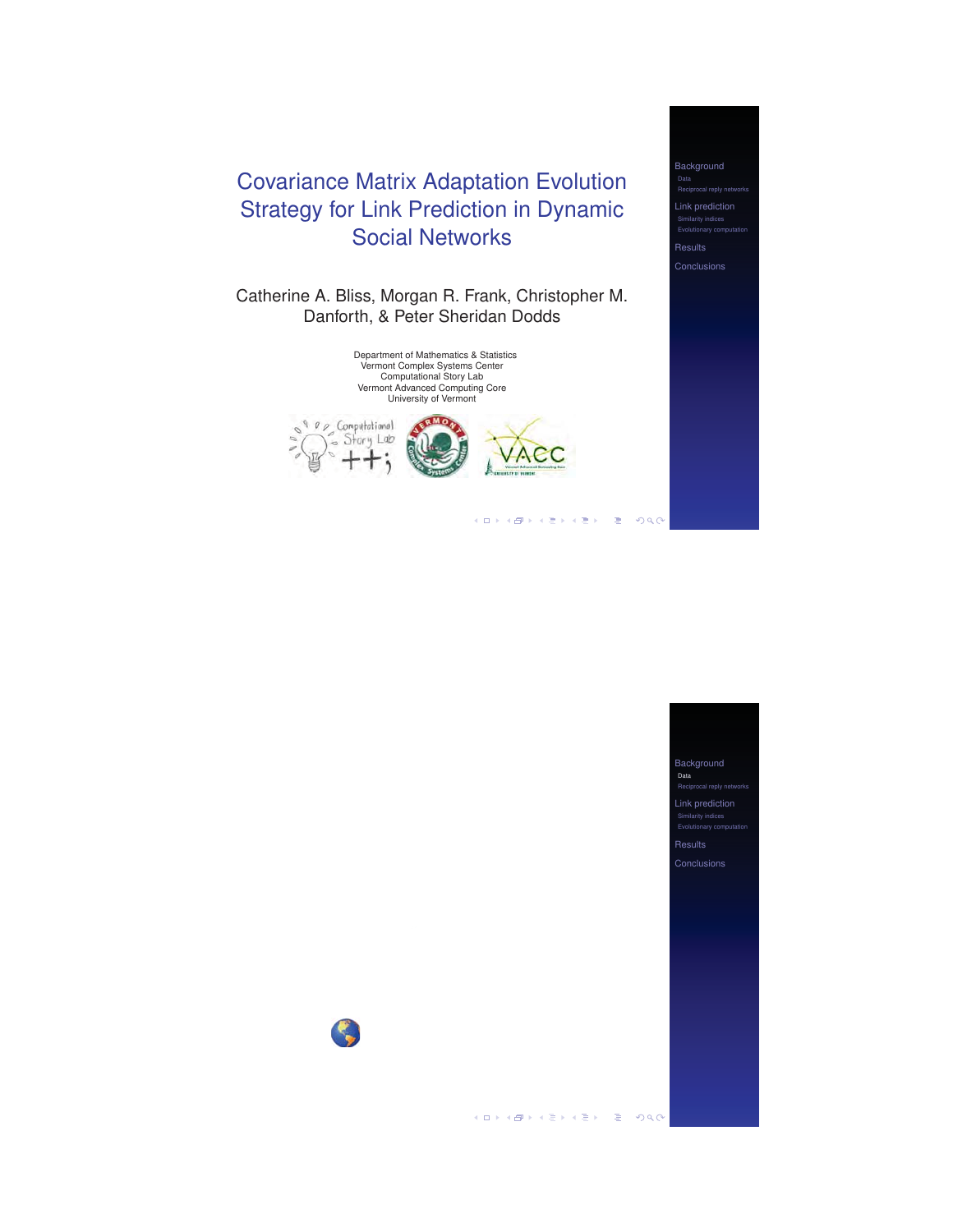# Covariance Matrix Adaptation Evolution Strategy for Link Prediction in Dynamic Social Networks

Catherine A. Bliss, Morgan R. Frank, Christopher M. Danforth, & Peter Sheridan Dodds

Department of Mathematics & Statistics
Vermont Complex Systems Center
Computational Story Lab
Vermont Advanced Computing Core
University of Vermont

Background
- Data
- Reciprocal reply networks

Link prediction
- Similarity indices
- Evolutionary computation

Results

Conclusions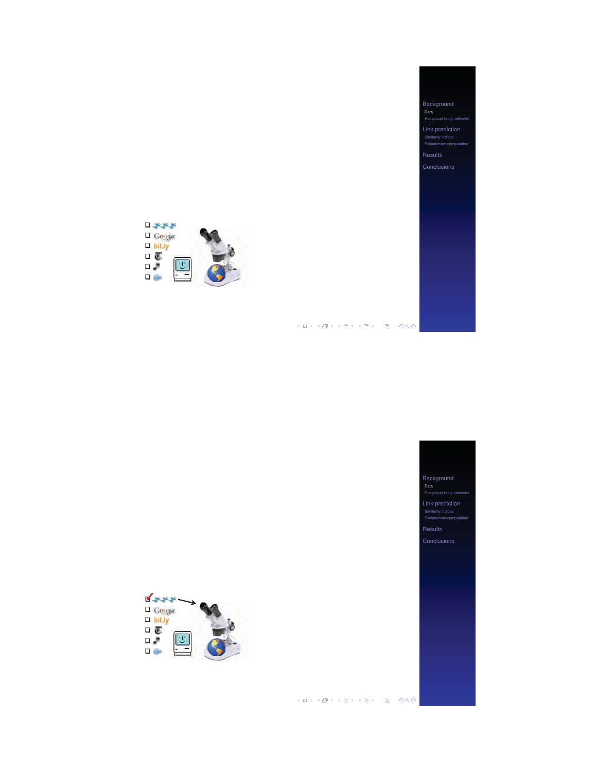Background

Data

Reciprocal reply networks

Link prediction

Similarity indices

Evolutionary computation

Results

Conclusions

Background

Data

Reciprocal reply networks

Link prediction

Similarity indices

Evolutionary computation

Results

Conclusions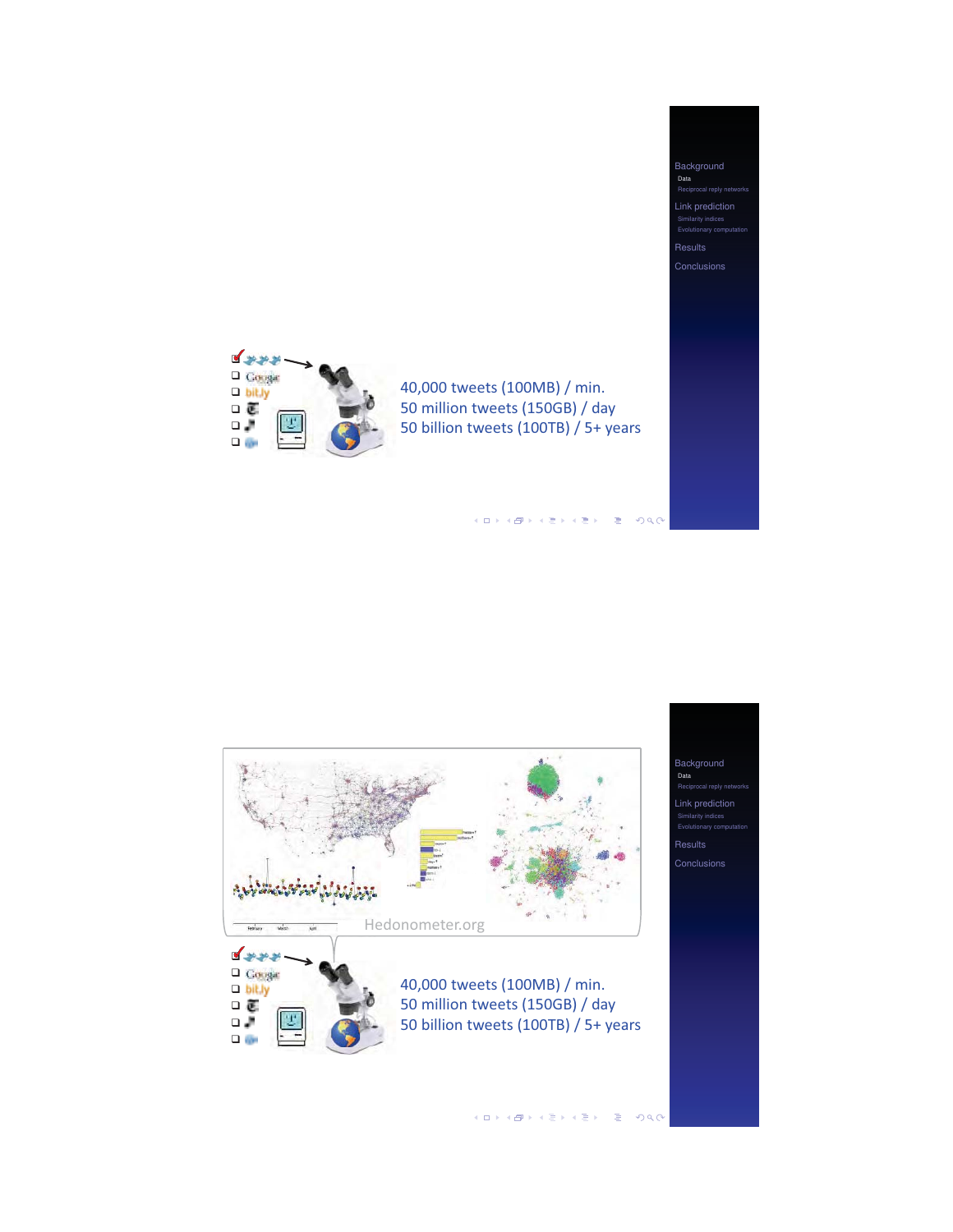40,000 tweets (100MB) / min.
50 million tweets (150GB) / day
50 billion tweets (100TB) / 5+ years

Hedonometer.org

40,000 tweets (100MB) / min.
50 million tweets (150GB) / day
50 billion tweets (100TB) / 5+ years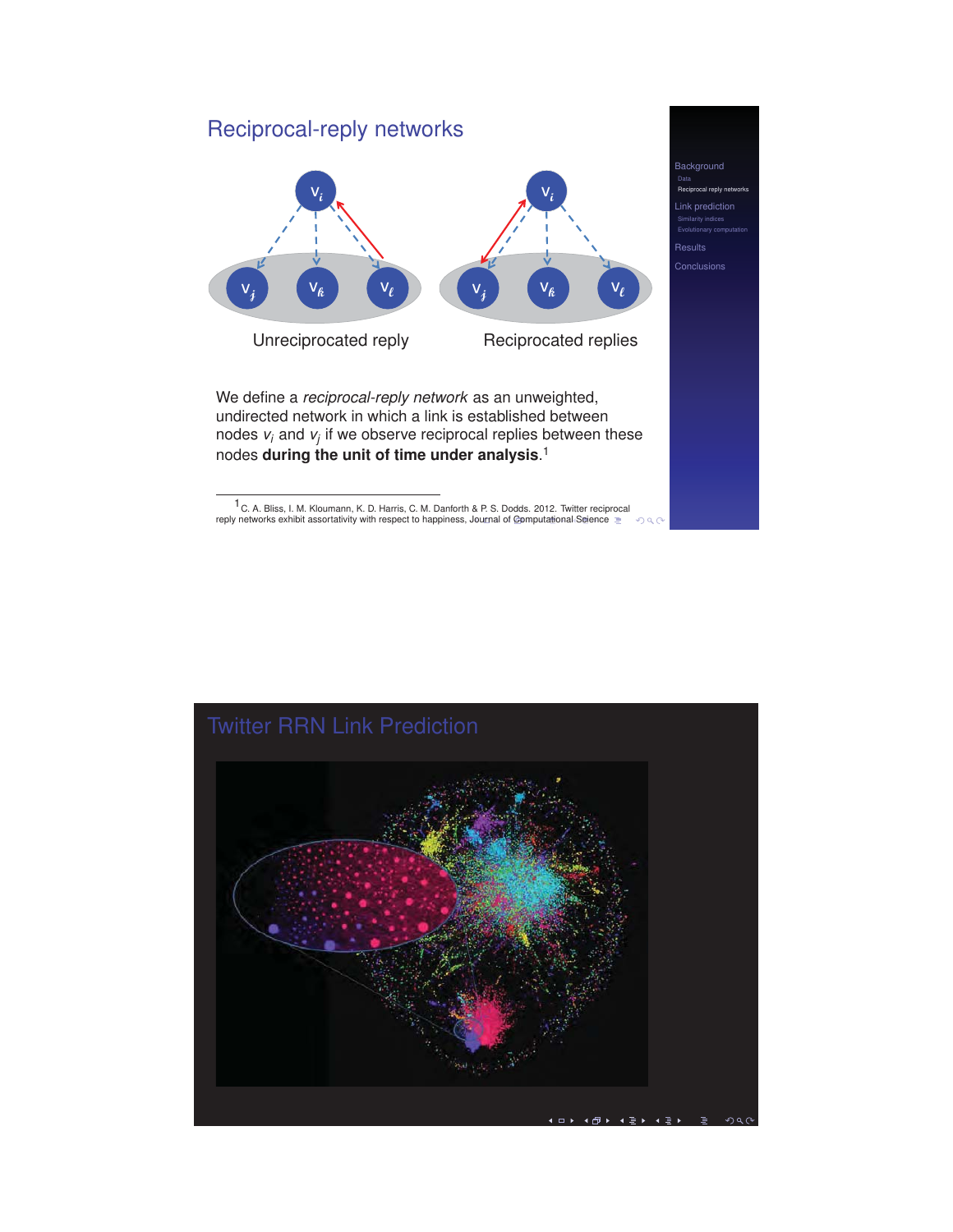## Reciprocal-reply networks

Unreciprocated reply

Reciprocated replies

We define a *reciprocal-reply network* as an unweighted, undirected network in which a link is established between nodes $v_i$ and $v_j$ if we observe reciprocal replies between these nodes **during the unit of time under analysis**.[1]

[1] C. A. Bliss, I. M. Kloumann, K. D. Harris, C. M. Danforth & P. S. Dodds. 2012. Twitter reciprocal reply networks exhibit assortativity with respect to happiness, Journal of Computational Science

## Twitter RRN Link Prediction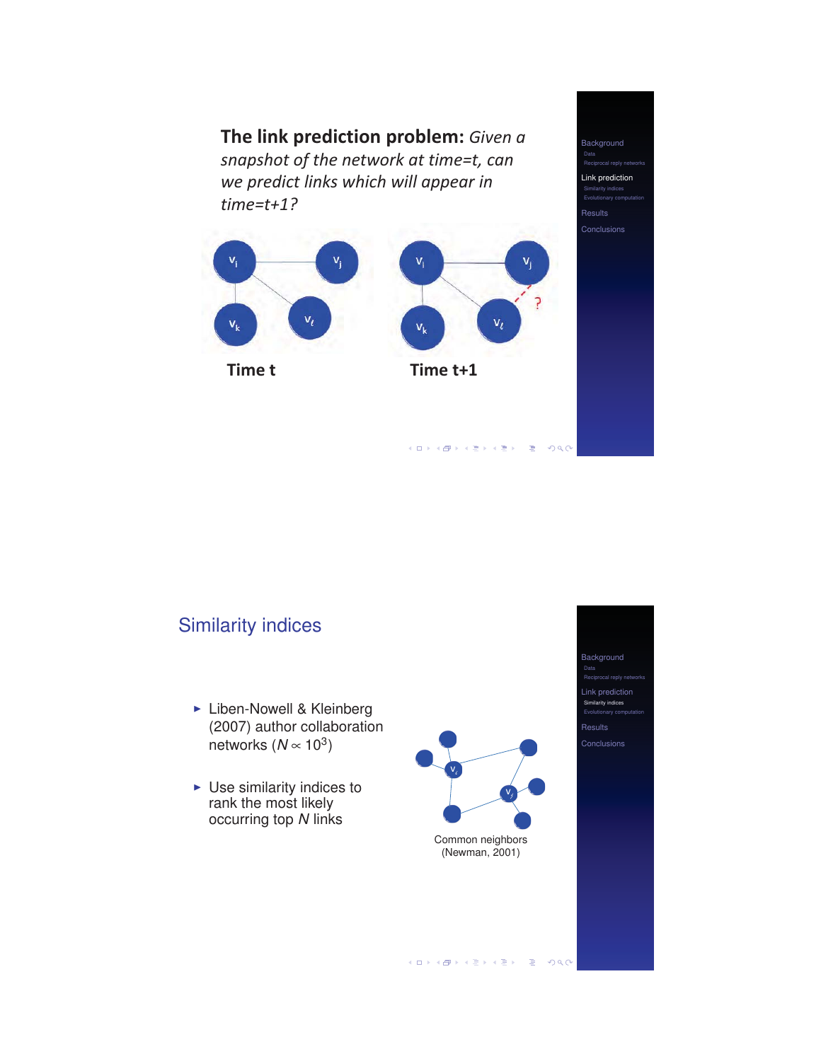**The link prediction problem:** *Given a snapshot of the network at time=t, can we predict links which will appear in time=t+1?*

Time t

Time t+1

## Similarity indices

- Liben-Nowell & Kleinberg (2007) author collaboration networks ($N \propto 10^3$)
- Use similarity indices to rank the most likely occurring top $N$ links

Common neighbors (Newman, 2001)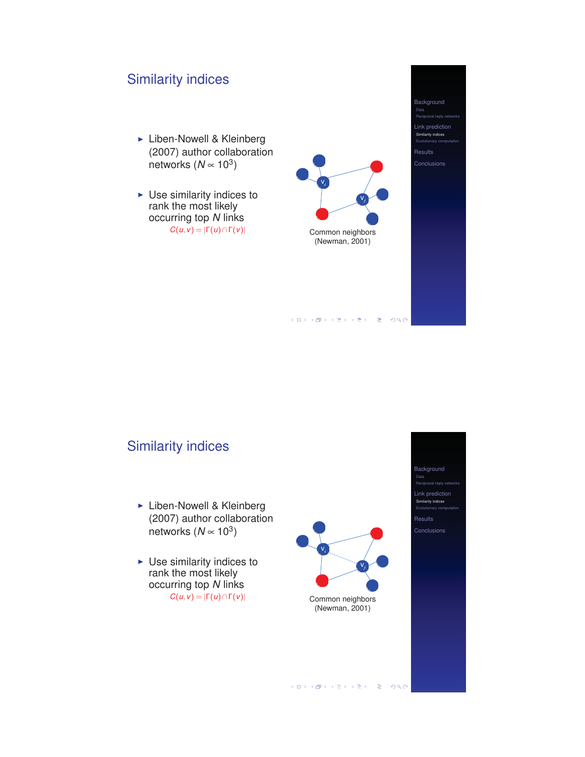## Similarity indices

- Liben-Nowell & Kleinberg (2007) author collaboration networks ($N \propto 10^3$)
- Use similarity indices to rank the most likely occurring top $N$ links

  $C(u,v) = |\Gamma(u) \cap \Gamma(v)|$

Common neighbors (Newman, 2001)

## Similarity indices

- Liben-Nowell & Kleinberg (2007) author collaboration networks ($N \propto 10^3$)
- Use similarity indices to rank the most likely occurring top $N$ links

  $C(u,v) = |\Gamma(u) \cap \Gamma(v)|$

Common neighbors (Newman, 2001)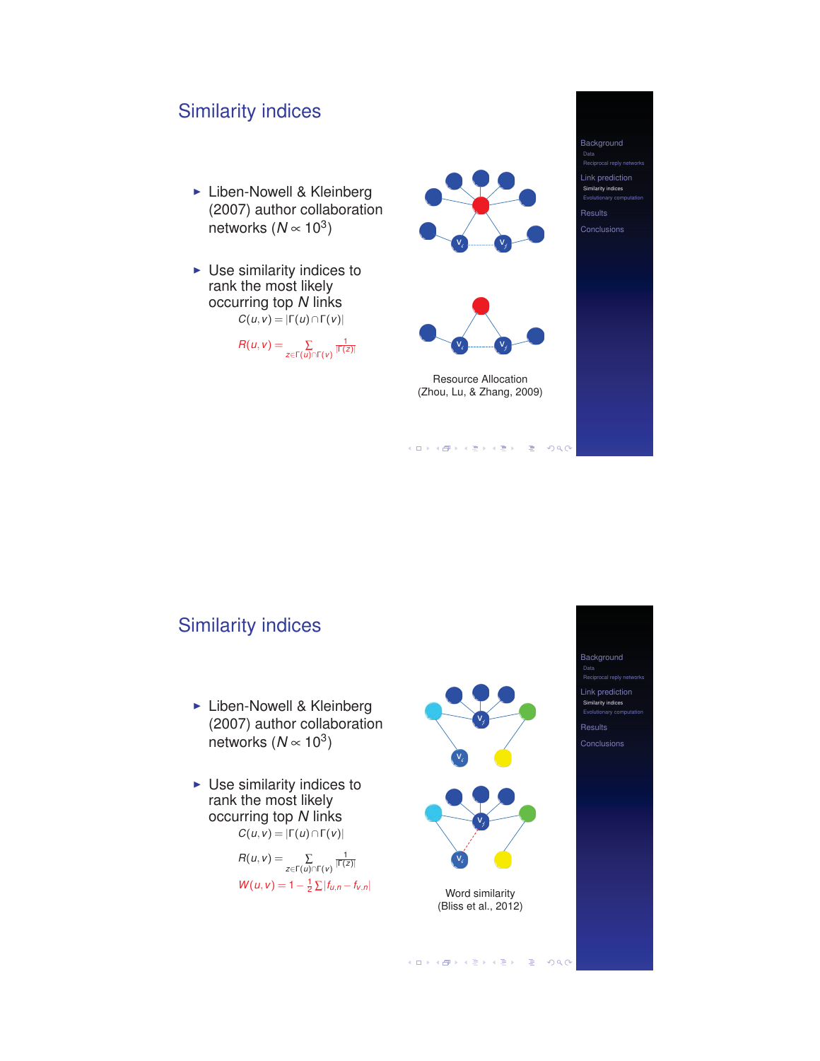## Similarity indices

- Liben-Nowell & Kleinberg (2007) author collaboration networks ($N \propto 10^3$)
- Use similarity indices to rank the most likely occurring top $N$ links

$$C(u,v) = |\Gamma(u) \cap \Gamma(v)|$$

$$R(u,v) = \sum_{z \in \Gamma(u) \cap \Gamma(v)} \frac{1}{|\Gamma(z)|}$$

Resource Allocation
(Zhou, Lu, & Zhang, 2009)

## Similarity indices

- Liben-Nowell & Kleinberg (2007) author collaboration networks ($N \propto 10^3$)
- Use similarity indices to rank the most likely occurring top $N$ links

$$C(u,v) = |\Gamma(u) \cap \Gamma(v)|$$

$$R(u,v) = \sum_{z \in \Gamma(u) \cap \Gamma(v)} \frac{1}{|\Gamma(z)|}$$

$$W(u,v) = 1 - \frac{1}{2} \sum |f_{u,n} - f_{v,n}|$$

Word similarity
(Bliss et al., 2012)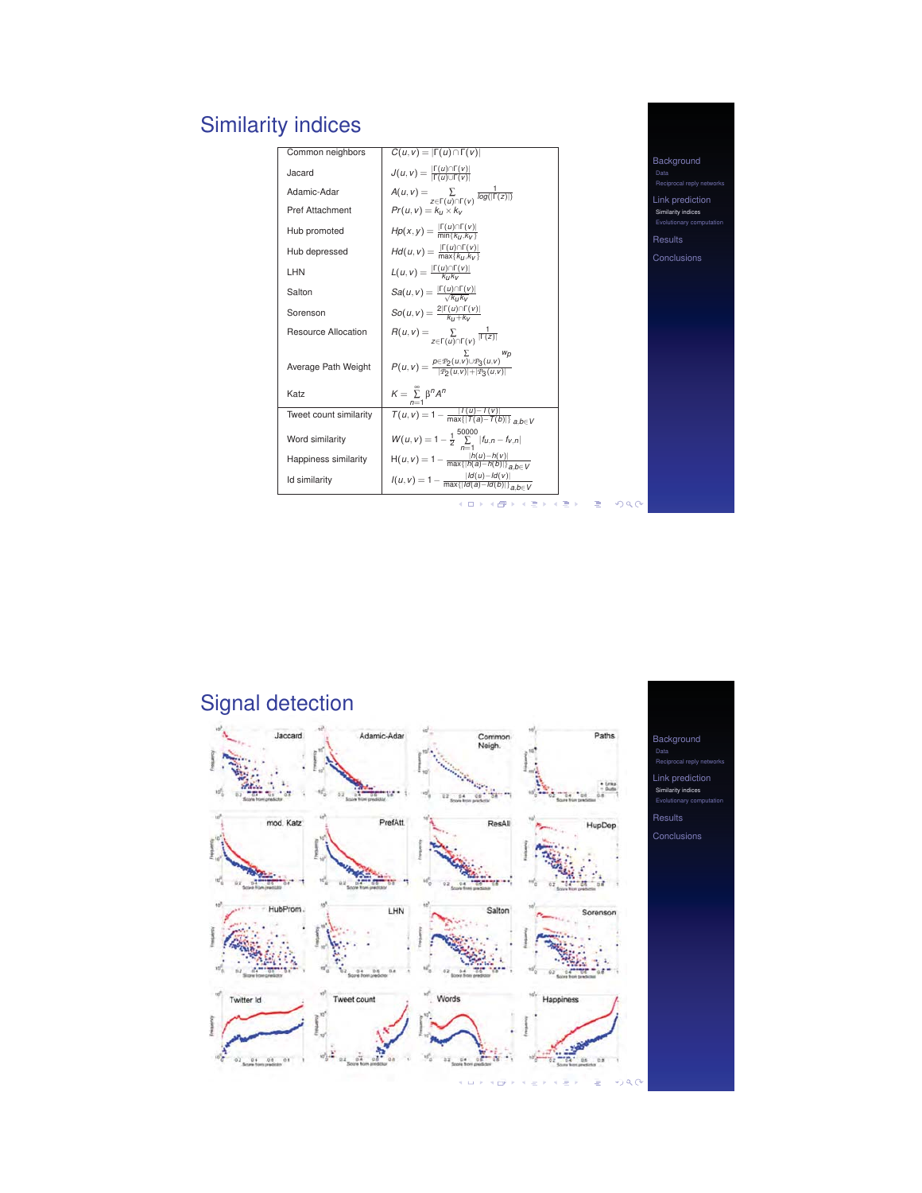## Similarity indices

| | |
|---|---|
| Common neighbors | $C(u,v) = \|\Gamma(u) \cap \Gamma(v)\|$ |
| Jacard | $J(u,v) = \frac{\|\Gamma(u)\cap\Gamma(v)\|}{\|\Gamma(u)\cup\Gamma(v)\|}$ |
| Adamic-Adar | $A(u,v) = \sum_{z \in \Gamma(u)\cap\Gamma(v)} \frac{1}{\log(\|\Gamma(z)\|)}$ |
| Pref Attachment | $Pr(u,v) = k_u \times k_v$ |
| Hub promoted | $Hp(x,y) = \frac{\|\Gamma(u)\cap\Gamma(v)\|}{\min\{k_u,k_v\}}$ |
| Hub depressed | $Hd(u,v) = \frac{\|\Gamma(u)\cap\Gamma(v)\|}{\max\{k_u,k_v\}}$ |
| LHN | $L(u,v) = \frac{\|\Gamma(u)\cap\Gamma(v)\|}{k_u k_v}$ |
| Salton | $Sa(u,v) = \frac{\|\Gamma(u)\cap\Gamma(v)\|}{\sqrt{k_u k_v}}$ |
| Sorenson | $So(u,v) = \frac{2\|\Gamma(u)\cap\Gamma(v)\|}{k_u + k_v}$ |
| Resource Allocation | $R(u,v) = \sum_{z \in \Gamma(u)\cap\Gamma(v)} \frac{1}{\|\Gamma(z)\|}$ |
| Average Path Weight | $P(u,v) = \frac{\sum_{p \in \mathcal{P}_2(u,v)\cup\mathcal{P}_3(u,v)} w_p}{\|\mathcal{P}_2(u,v)\|+\|\mathcal{P}_3(u,v)\|}$ |
| Katz | $K = \sum_{n=1}^{\infty} \beta^n A^n$ |
| Tweet count similarity | $T(u,v) = 1 - \frac{\|T(u)-T(v)\|}{\max\{\|T(a)-T(b)\|\}_{a,b\in V}}$ |
| Word similarity | $W(u,v) = 1 - \frac{1}{2}\sum_{n=1}^{50000} \|f_{u,n} - f_{v,n}\|$ |
| Happiness similarity | $H(u,v) = 1 - \frac{\|h(u)-h(v)\|}{\max\{\|h(a)-h(b)\|\}_{a,b\in V}}$ |
| Id similarity | $I(u,v) = 1 - \frac{\|Id(u)-Id(v)\|}{\max\{\|Id(a)-Id(b)\|\}_{a,b\in V}}$ |

## Signal detection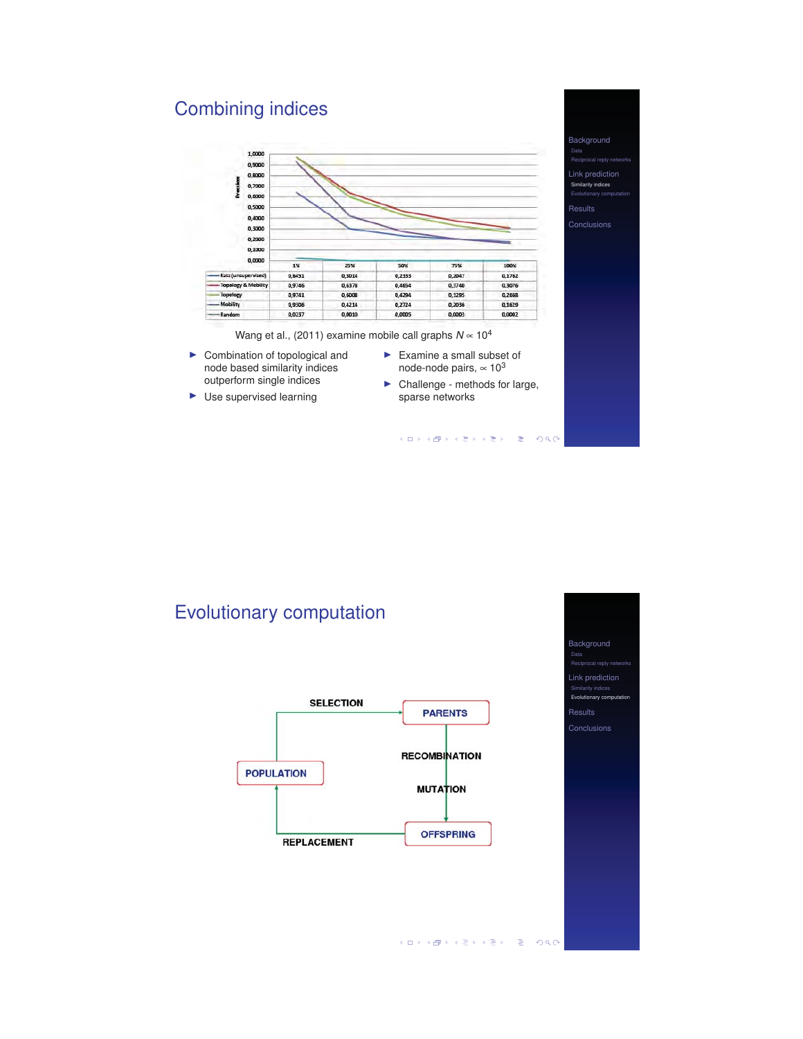## Combining indices

| | 1% | 25% | 50% | 75% | 100% |
|---|---|---|---|---|---|
| Katz (unsupervised) | 0,6451 | 0,3014 | 0,2355 | 0,2047 | 0,1762 |
| Topology & Mobility | 0,9746 | 0,6378 | 0,4654 | 0,3740 | 0,3076 |
| Topology | 0,9741 | 0,6008 | 0,4294 | 0,3295 | 0,2668 |
| Mobility | 0,9306 | 0,4214 | 0,2724 | 0,2036 | 0,1629 |
| Random | 0,0237 | 0,0010 | 0,0005 | 0,0003 | 0,0002 |

Wang et al., (2011) examine mobile call graphs $N \propto 10^4$

- Combination of topological and node based similarity indices outperform single indices
- Use supervised learning
- Examine a small subset of node-node pairs, $\propto 10^3$
- Challenge - methods for large, sparse networks

## Evolutionary computation

POPULATION → SELECTION → PARENTS → RECOMBINATION → MUTATION → OFFSPRING → REPLACEMENT → POPULATION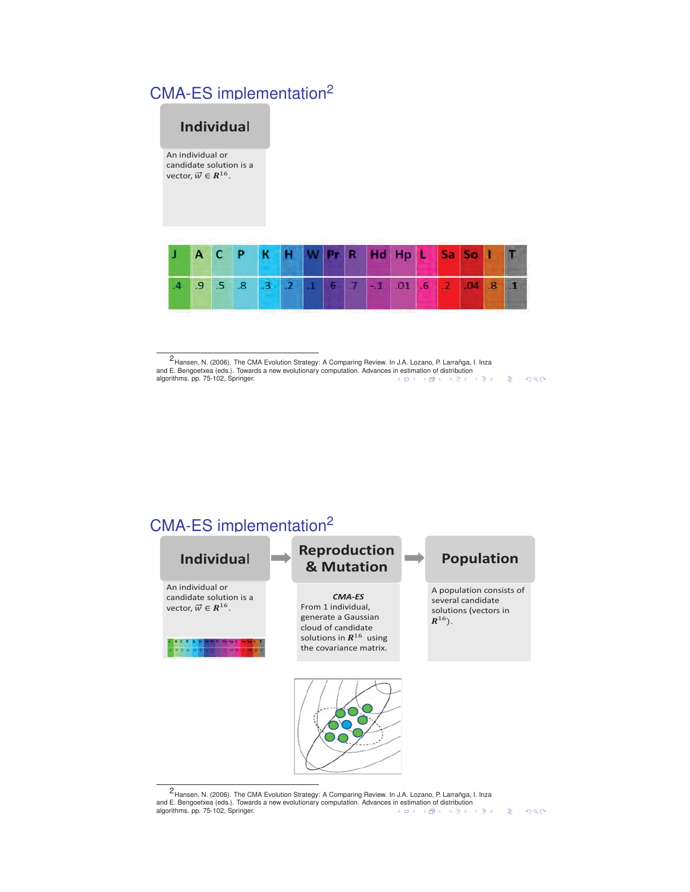## CMA-ES implementation[2]

**Individual**

An individual or candidate solution is a vector, $\vec{w} \in \boldsymbol{R}^{16}$.

| J | A | C | P | K | H | W | Pr | R | Hd | Hp | L | Sa | So | I | T |
|---|---|---|---|---|---|---|---|---|---|---|---|---|---|---|---|
| .4 | .9 | .5 | .8 | .3 | .2 | .1 | .6 | .7 | -.1 | .01 | .6 | .2 | .04 | .8 | .1 |

[2] Hansen, N. (2006). The CMA Evolution Strategy: A Comparing Review. In J.A. Lozano, P. Larrañga, I. Inza and E. Bengoetxea (eds.). Towards a new evolutionary computation. Advances in estimation of distribution algorithms. pp. 75-102, Springer.

## CMA-ES implementation[2]

**Individual** → **Reproduction & Mutation** → **Population**

**Individual:** An individual or candidate solution is a vector, $\vec{w} \in \boldsymbol{R}^{16}$.

**Reproduction & Mutation:** *CMA-ES* From 1 individual, generate a Gaussian cloud of candidate solutions in $\boldsymbol{R}^{16}$ using the covariance matrix.

**Population:** A population consists of several candidate solutions (vectors in $\boldsymbol{R}^{16}$).

[2] Hansen, N. (2006). The CMA Evolution Strategy: A Comparing Review. In J.A. Lozano, P. Larrañga, I. Inza and E. Bengoetxea (eds.). Towards a new evolutionary computation. Advances in estimation of distribution algorithms. pp. 75-102, Springer.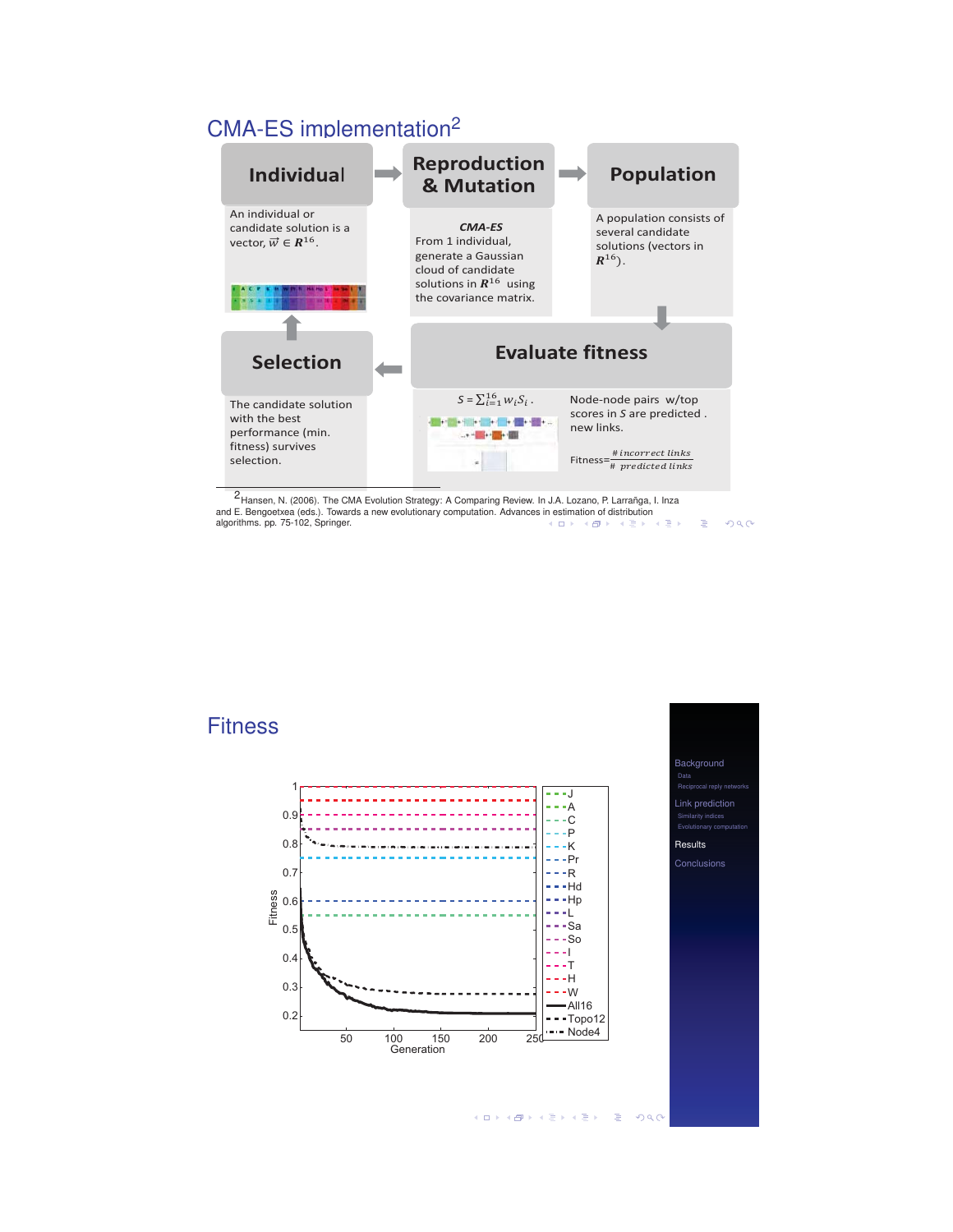## CMA-ES implementation[2]

**Individual**

An individual or candidate solution is a vector, $\vec{w} \in \boldsymbol{R}^{16}$.

**Reproduction & Mutation**

*CMA-ES*
From 1 individual, generate a Gaussian cloud of candidate solutions in $\boldsymbol{R}^{16}$ using the covariance matrix.

**Population**

A population consists of several candidate solutions (vectors in $\boldsymbol{R}^{16}$).

**Evaluate fitness**

$S = \sum_{i=1}^{16} w_i S_i$ .

Node-node pairs w/top scores in $S$ are predicted . new links.

$$\text{Fitness} = \frac{\#\, incorrect\ links}{\#\ predicted\ links}$$

**Selection**

The candidate solution with the best performance (min. fitness) survives selection.

[2] Hansen, N. (2006). The CMA Evolution Strategy: A Comparing Review. In J.A. Lozano, P. Larrañga, I. Inza and E. Bengoetxea (eds.). Towards a new evolutionary computation. Advances in estimation of distribution algorithms. pp. 75-102, Springer.

## Fitness

Fitness vs. Generation (legend: J, A, C, P, K, Pr, R, Hd, Hp, L, Sa, So, I, T, H, W, All16, Topo12, Node4)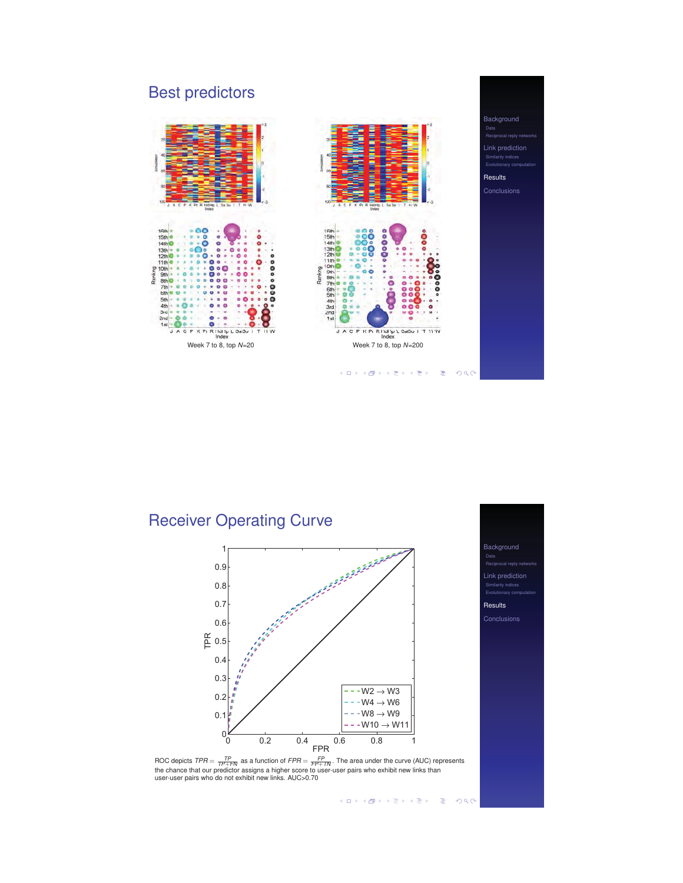# Best predictors

Week 7 to 8, top $N$=20

Week 7 to 8, top $N$=200

# Receiver Operating Curve

ROC depicts $TPR = \frac{TP}{TP+FN}$ as a function of $FPR = \frac{FP}{FP+TN}$. The area under the curve (AUC) represents the chance that our predictor assigns a higher score to user-user pairs who exhibit new links than user-user pairs who do not exhibit new links. AUC>0.70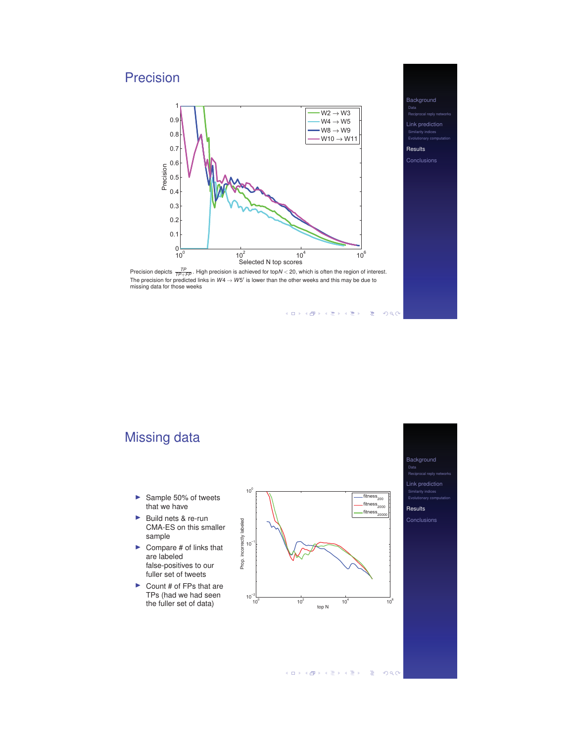# Precision

Precision depicts $\frac{TP}{TP+FP}$. High precision is achieved for top$N < 20$, which is often the region of interest. The precision for predicted links in $W4 \rightarrow W5'$ is lower than the other weeks and this may be due to missing data for those weeks

# Missing data

- Sample 50% of tweets that we have
- Build nets & re-run CMA-ES on this smaller sample
- Compare # of links that are labeled false-positives to our fuller set of tweets
- Count # of FPs that are TPs (had we had seen the fuller set of data)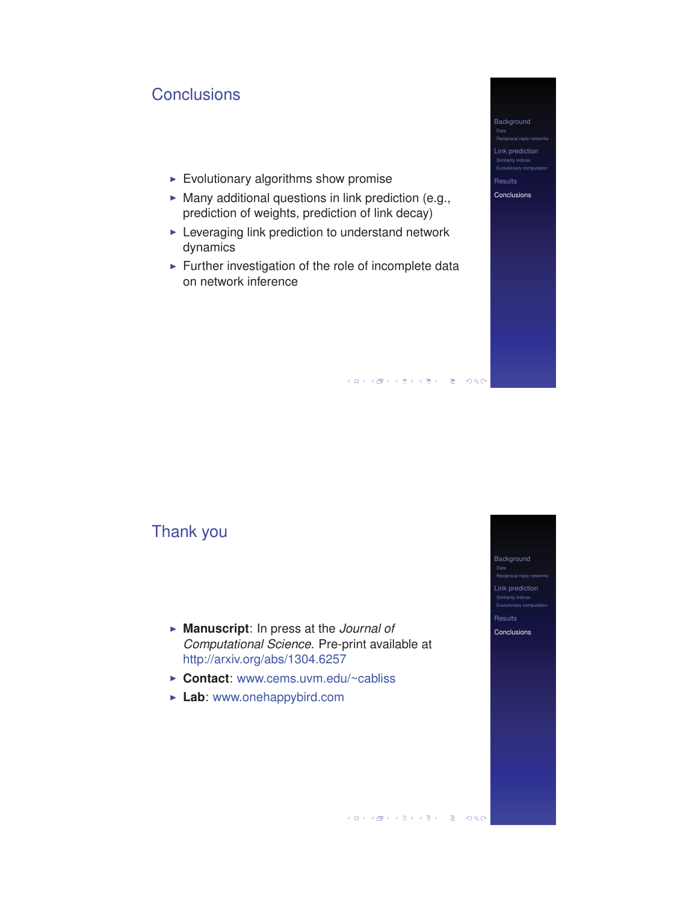## Conclusions

- Evolutionary algorithms show promise
- Many additional questions in link prediction (e.g., prediction of weights, prediction of link decay)
- Leveraging link prediction to understand network dynamics
- Further investigation of the role of incomplete data on network inference

## Thank you

- **Manuscript**: In press at the *Journal of Computational Science*. Pre-print available at http://arxiv.org/abs/1304.6257
- **Contact**: www.cems.uvm.edu/~cabliss
- **Lab**: www.onehappybird.com